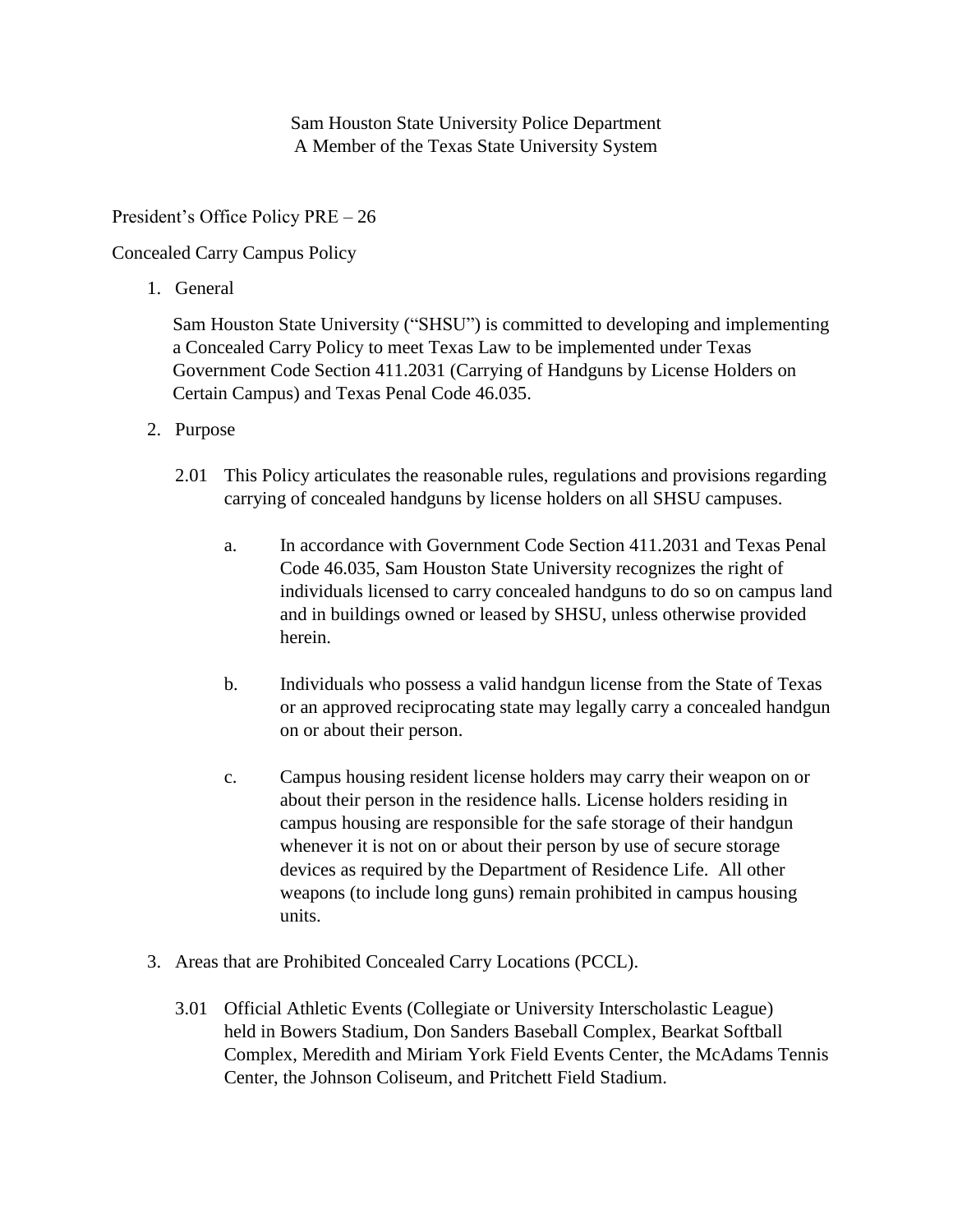Sam Houston State University Police Department
A Member of the Texas State University System

President's Office Policy PRE – 26

Concealed Carry Campus Policy

1. General

   Sam Houston State University ("SHSU") is committed to developing and implementing a Concealed Carry Policy to meet Texas Law to be implemented under Texas Government Code Section 411.2031 (Carrying of Handguns by License Holders on Certain Campus) and Texas Penal Code 46.035.

2. Purpose

   2.01 This Policy articulates the reasonable rules, regulations and provisions regarding carrying of concealed handguns by license holders on all SHSU campuses.

   a. In accordance with Government Code Section 411.2031 and Texas Penal Code 46.035, Sam Houston State University recognizes the right of individuals licensed to carry concealed handguns to do so on campus land and in buildings owned or leased by SHSU, unless otherwise provided herein.

   b. Individuals who possess a valid handgun license from the State of Texas or an approved reciprocating state may legally carry a concealed handgun on or about their person.

   c. Campus housing resident license holders may carry their weapon on or about their person in the residence halls. License holders residing in campus housing are responsible for the safe storage of their handgun whenever it is not on or about their person by use of secure storage devices as required by the Department of Residence Life. All other weapons (to include long guns) remain prohibited in campus housing units.

3. Areas that are Prohibited Concealed Carry Locations (PCCL).

   3.01 Official Athletic Events (Collegiate or University Interscholastic League) held in Bowers Stadium, Don Sanders Baseball Complex, Bearkat Softball Complex, Meredith and Miriam York Field Events Center, the McAdams Tennis Center, the Johnson Coliseum, and Pritchett Field Stadium.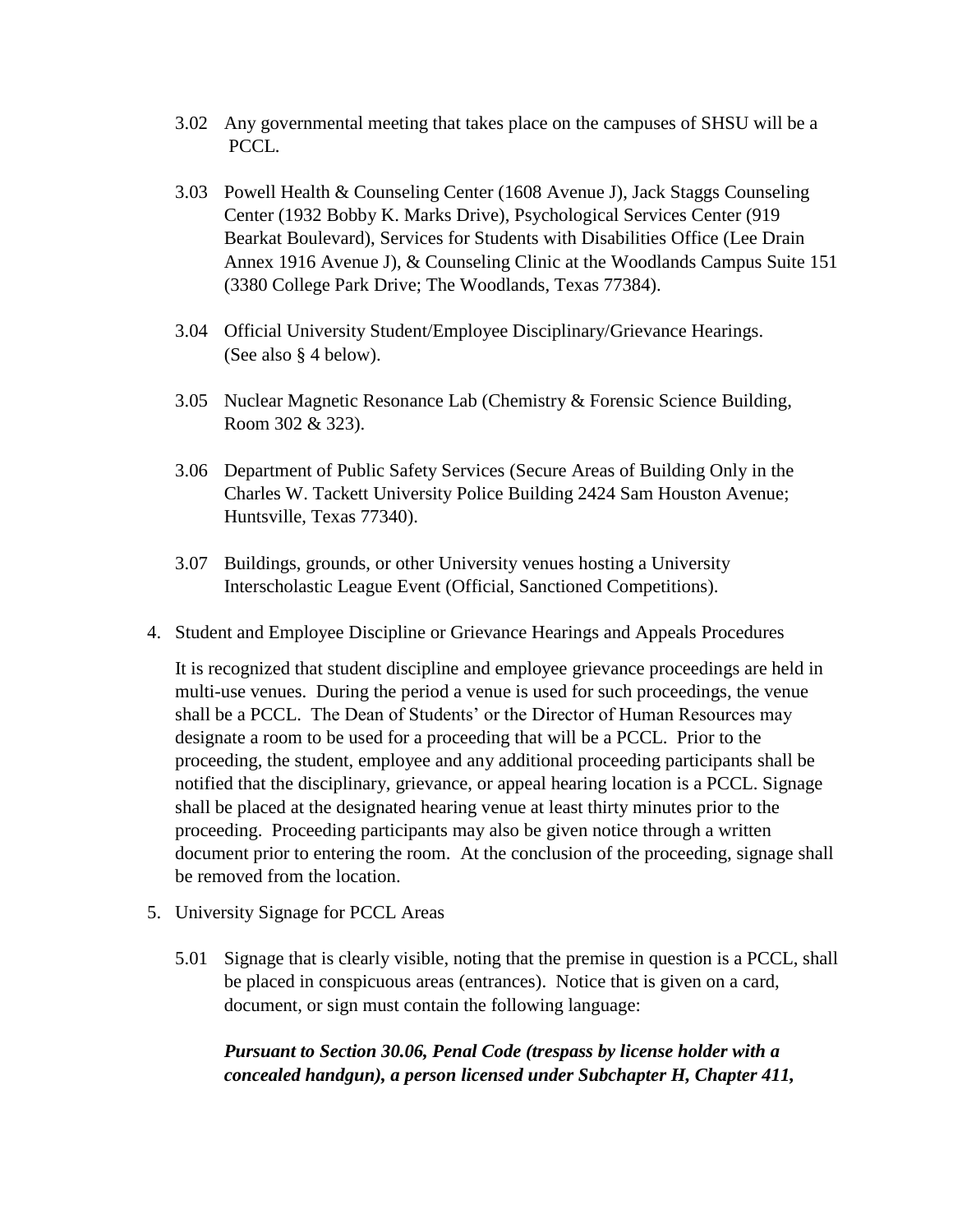3.02 Any governmental meeting that takes place on the campuses of SHSU will be a PCCL.

3.03 Powell Health & Counseling Center (1608 Avenue J), Jack Staggs Counseling Center (1932 Bobby K. Marks Drive), Psychological Services Center (919 Bearkat Boulevard), Services for Students with Disabilities Office (Lee Drain Annex 1916 Avenue J), & Counseling Clinic at the Woodlands Campus Suite 151 (3380 College Park Drive; The Woodlands, Texas 77384).

3.04 Official University Student/Employee Disciplinary/Grievance Hearings. (See also § 4 below).

3.05 Nuclear Magnetic Resonance Lab (Chemistry & Forensic Science Building, Room 302 & 323).

3.06 Department of Public Safety Services (Secure Areas of Building Only in the Charles W. Tackett University Police Building 2424 Sam Houston Avenue; Huntsville, Texas 77340).

3.07 Buildings, grounds, or other University venues hosting a University Interscholastic League Event (Official, Sanctioned Competitions).

4. Student and Employee Discipline or Grievance Hearings and Appeals Procedures

It is recognized that student discipline and employee grievance proceedings are held in multi-use venues. During the period a venue is used for such proceedings, the venue shall be a PCCL. The Dean of Students' or the Director of Human Resources may designate a room to be used for a proceeding that will be a PCCL. Prior to the proceeding, the student, employee and any additional proceeding participants shall be notified that the disciplinary, grievance, or appeal hearing location is a PCCL. Signage shall be placed at the designated hearing venue at least thirty minutes prior to the proceeding. Proceeding participants may also be given notice through a written document prior to entering the room. At the conclusion of the proceeding, signage shall be removed from the location.

5. University Signage for PCCL Areas

5.01 Signage that is clearly visible, noting that the premise in question is a PCCL, shall be placed in conspicuous areas (entrances). Notice that is given on a card, document, or sign must contain the following language:

***Pursuant to Section 30.06, Penal Code (trespass by license holder with a concealed handgun), a person licensed under Subchapter H, Chapter 411,***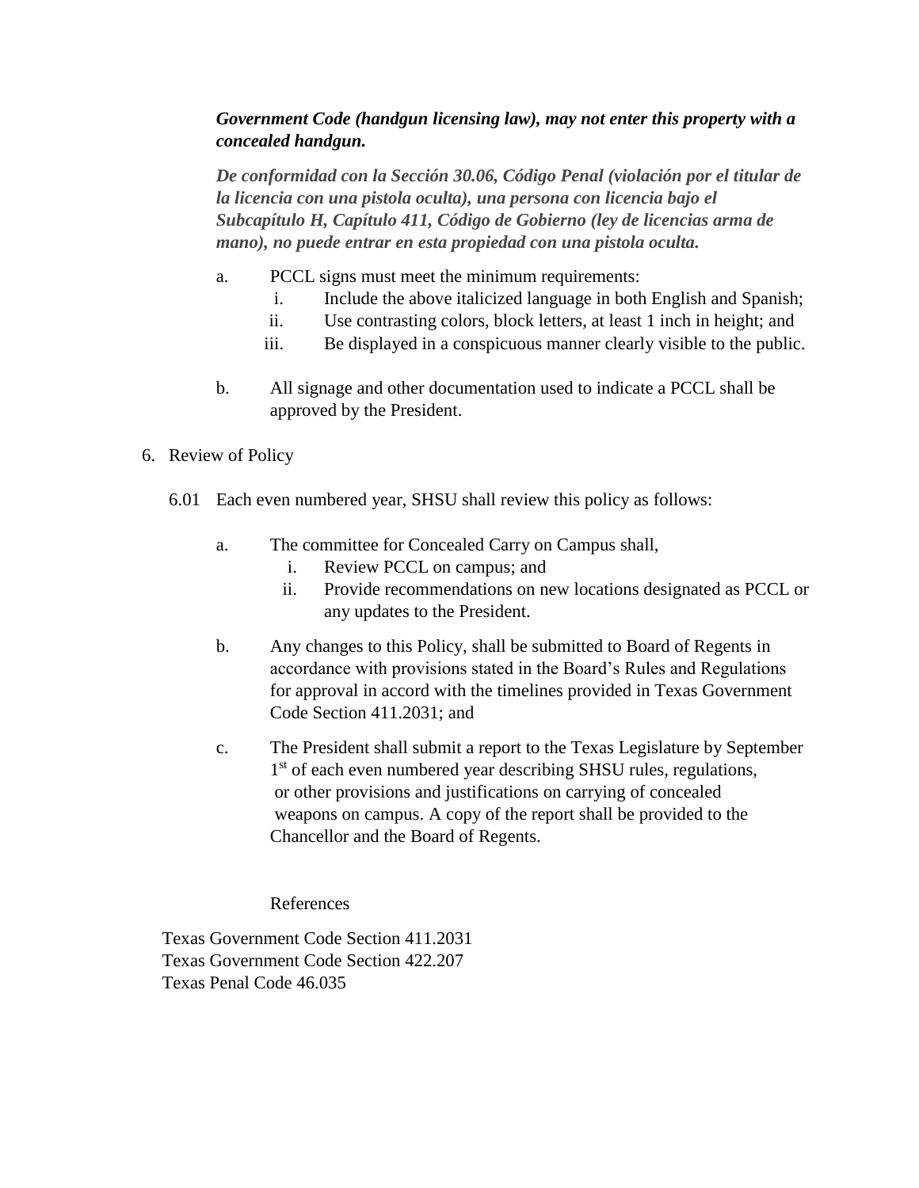***Government Code (handgun licensing law), may not enter this property with a concealed handgun.***

***De conformidad con la Sección 30.06, Código Penal (violación por el titular de la licencia con una pistola oculta), una persona con licencia bajo el Subcapítulo H, Capítulo 411, Código de Gobierno (ley de licencias arma de mano), no puede entrar en esta propiedad con una pistola oculta.***

a. PCCL signs must meet the minimum requirements:
   i. Include the above italicized language in both English and Spanish;
   ii. Use contrasting colors, block letters, at least 1 inch in height; and
   iii. Be displayed in a conspicuous manner clearly visible to the public.

b. All signage and other documentation used to indicate a PCCL shall be approved by the President.

6. Review of Policy

6.01 Each even numbered year, SHSU shall review this policy as follows:

a. The committee for Concealed Carry on Campus shall,
   i. Review PCCL on campus; and
   ii. Provide recommendations on new locations designated as PCCL or any updates to the President.

b. Any changes to this Policy, shall be submitted to Board of Regents in accordance with provisions stated in the Board's Rules and Regulations for approval in accord with the timelines provided in Texas Government Code Section 411.2031; and

c. The President shall submit a report to the Texas Legislature by September 1st of each even numbered year describing SHSU rules, regulations, or other provisions and justifications on carrying of concealed weapons on campus. A copy of the report shall be provided to the Chancellor and the Board of Regents.

References

Texas Government Code Section 411.2031
Texas Government Code Section 422.207
Texas Penal Code 46.035